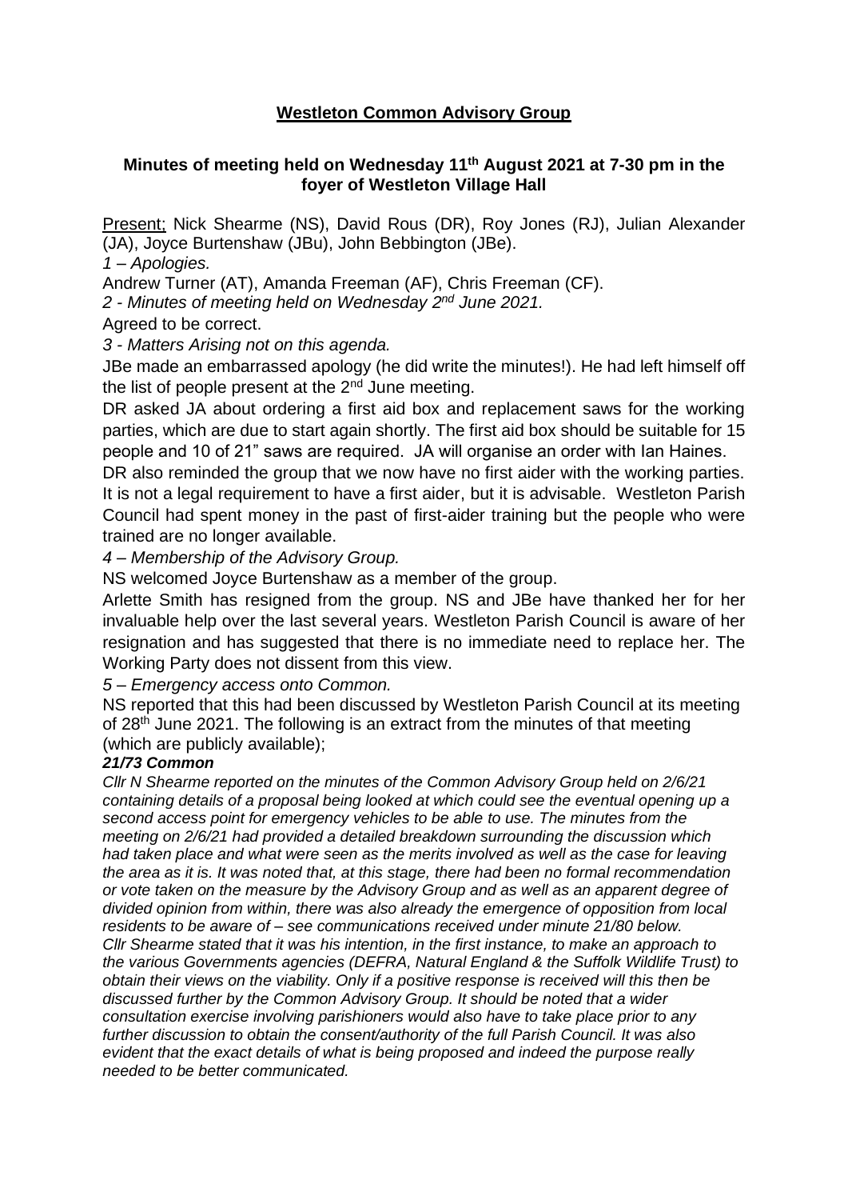# <u>Westleton Common Advisory Group</u>

## Minutes of meeting held on Wednesday 11th August 2021 at 7-30 pm in the foyer of Westleton Village Hall

<u>Present;</u> Nick Shearme (NS), David Rous (DR), Roy Jones (RJ), Julian Alexander (JA), Joyce Burtenshaw (JBu), John Bebbington (JBe).

*1 – Apologies.*

Andrew Turner (AT), Amanda Freeman (AF), Chris Freeman (CF).

*2 - Minutes of meeting held on Wednesday 2nd June 2021.*

Agreed to be correct.

*3 - Matters Arising not on this agenda.*

JBe made an embarrassed apology (he did write the minutes!). He had left himself off the list of people present at the 2nd June meeting.

DR asked JA about ordering a first aid box and replacement saws for the working parties, which are due to start again shortly. The first aid box should be suitable for 15 people and 10 of 21" saws are required. JA will organise an order with Ian Haines.

DR also reminded the group that we now have no first aider with the working parties. It is not a legal requirement to have a first aider, but it is advisable. Westleton Parish Council had spent money in the past of first-aider training but the people who were trained are no longer available.

*4 – Membership of the Advisory Group.*

NS welcomed Joyce Burtenshaw as a member of the group.

Arlette Smith has resigned from the group. NS and JBe have thanked her for her invaluable help over the last several years. Westleton Parish Council is aware of her resignation and has suggested that there is no immediate need to replace her. The Working Party does not dissent from this view.

*5 – Emergency access onto Common.*

NS reported that this had been discussed by Westleton Parish Council at its meeting of 28th June 2021. The following is an extract from the minutes of that meeting (which are publicly available);

***21/73 Common***

*Cllr N Shearme reported on the minutes of the Common Advisory Group held on 2/6/21 containing details of a proposal being looked at which could see the eventual opening up a second access point for emergency vehicles to be able to use. The minutes from the meeting on 2/6/21 had provided a detailed breakdown surrounding the discussion which had taken place and what were seen as the merits involved as well as the case for leaving the area as it is. It was noted that, at this stage, there had been no formal recommendation or vote taken on the measure by the Advisory Group and as well as an apparent degree of divided opinion from within, there was also already the emergence of opposition from local residents to be aware of – see communications received under minute 21/80 below. Cllr Shearme stated that it was his intention, in the first instance, to make an approach to the various Governments agencies (DEFRA, Natural England & the Suffolk Wildlife Trust) to obtain their views on the viability. Only if a positive response is received will this then be discussed further by the Common Advisory Group. It should be noted that a wider consultation exercise involving parishioners would also have to take place prior to any further discussion to obtain the consent/authority of the full Parish Council. It was also evident that the exact details of what is being proposed and indeed the purpose really needed to be better communicated.*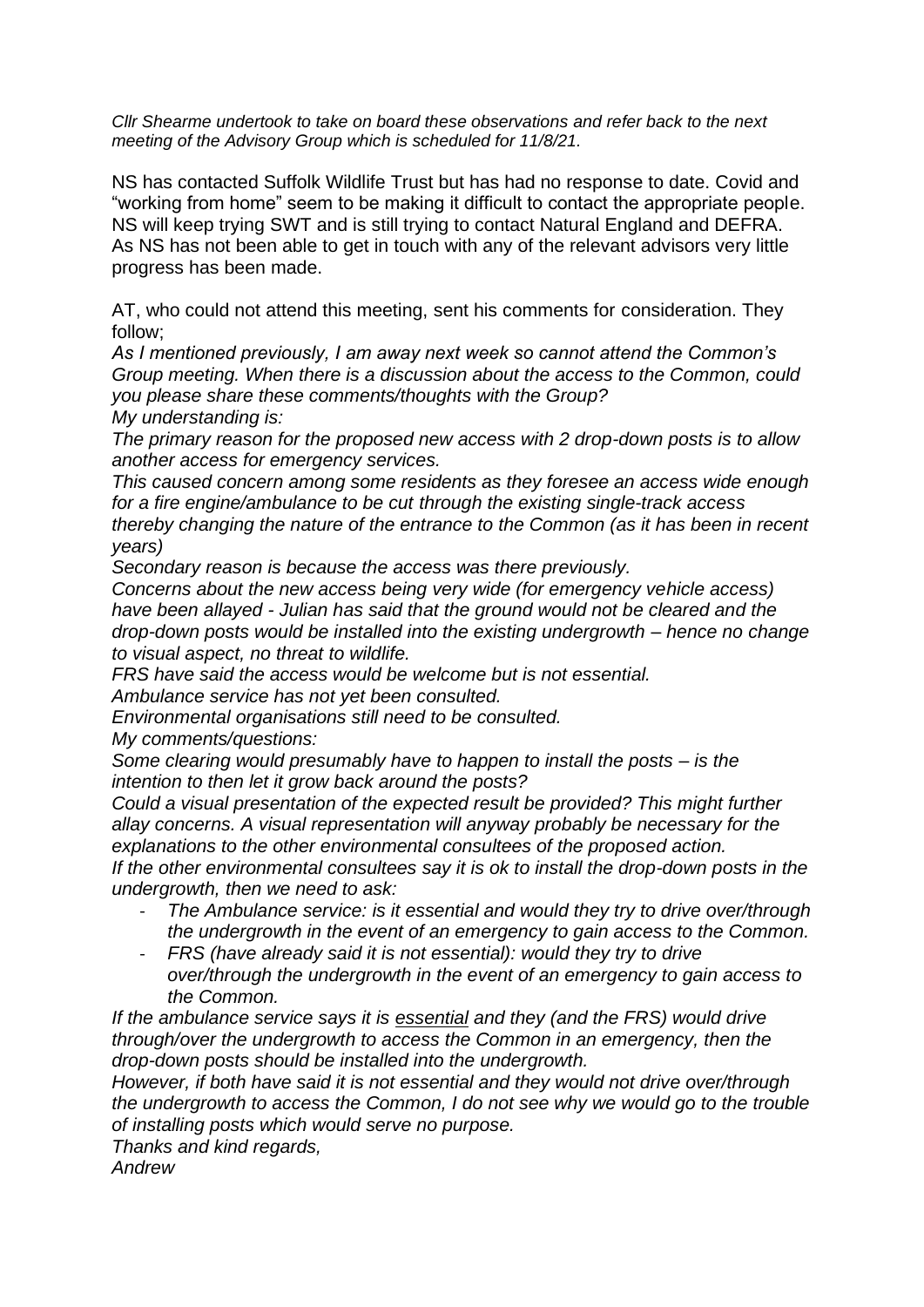*Cllr Shearme undertook to take on board these observations and refer back to the next meeting of the Advisory Group which is scheduled for 11/8/21.*

NS has contacted Suffolk Wildlife Trust but has had no response to date. Covid and "working from home" seem to be making it difficult to contact the appropriate people. NS will keep trying SWT and is still trying to contact Natural England and DEFRA. As NS has not been able to get in touch with any of the relevant advisors very little progress has been made.

AT, who could not attend this meeting, sent his comments for consideration. They follow;

*As I mentioned previously, I am away next week so cannot attend the Common's Group meeting. When there is a discussion about the access to the Common, could you please share these comments/thoughts with the Group?*

*My understanding is:*

*The primary reason for the proposed new access with 2 drop-down posts is to allow another access for emergency services.*

*This caused concern among some residents as they foresee an access wide enough for a fire engine/ambulance to be cut through the existing single-track access thereby changing the nature of the entrance to the Common (as it has been in recent years)*

*Secondary reason is because the access was there previously.*

*Concerns about the new access being very wide (for emergency vehicle access) have been allayed - Julian has said that the ground would not be cleared and the drop-down posts would be installed into the existing undergrowth – hence no change to visual aspect, no threat to wildlife.*

*FRS have said the access would be welcome but is not essential.*

*Ambulance service has not yet been consulted.*

*Environmental organisations still need to be consulted.*

*My comments/questions:*

*Some clearing would presumably have to happen to install the posts – is the intention to then let it grow back around the posts?*

*Could a visual presentation of the expected result be provided? This might further allay concerns. A visual representation will anyway probably be necessary for the explanations to the other environmental consultees of the proposed action.*

*If the other environmental consultees say it is ok to install the drop-down posts in the undergrowth, then we need to ask:*

- *The Ambulance service: is it essential and would they try to drive over/through the undergrowth in the event of an emergency to gain access to the Common.*
- *FRS (have already said it is not essential): would they try to drive over/through the undergrowth in the event of an emergency to gain access to the Common.*

*If the ambulance service says it is essential and they (and the FRS) would drive through/over the undergrowth to access the Common in an emergency, then the drop-down posts should be installed into the undergrowth.*

*However, if both have said it is not essential and they would not drive over/through the undergrowth to access the Common, I do not see why we would go to the trouble of installing posts which would serve no purpose.*

*Thanks and kind regards,*

*Andrew*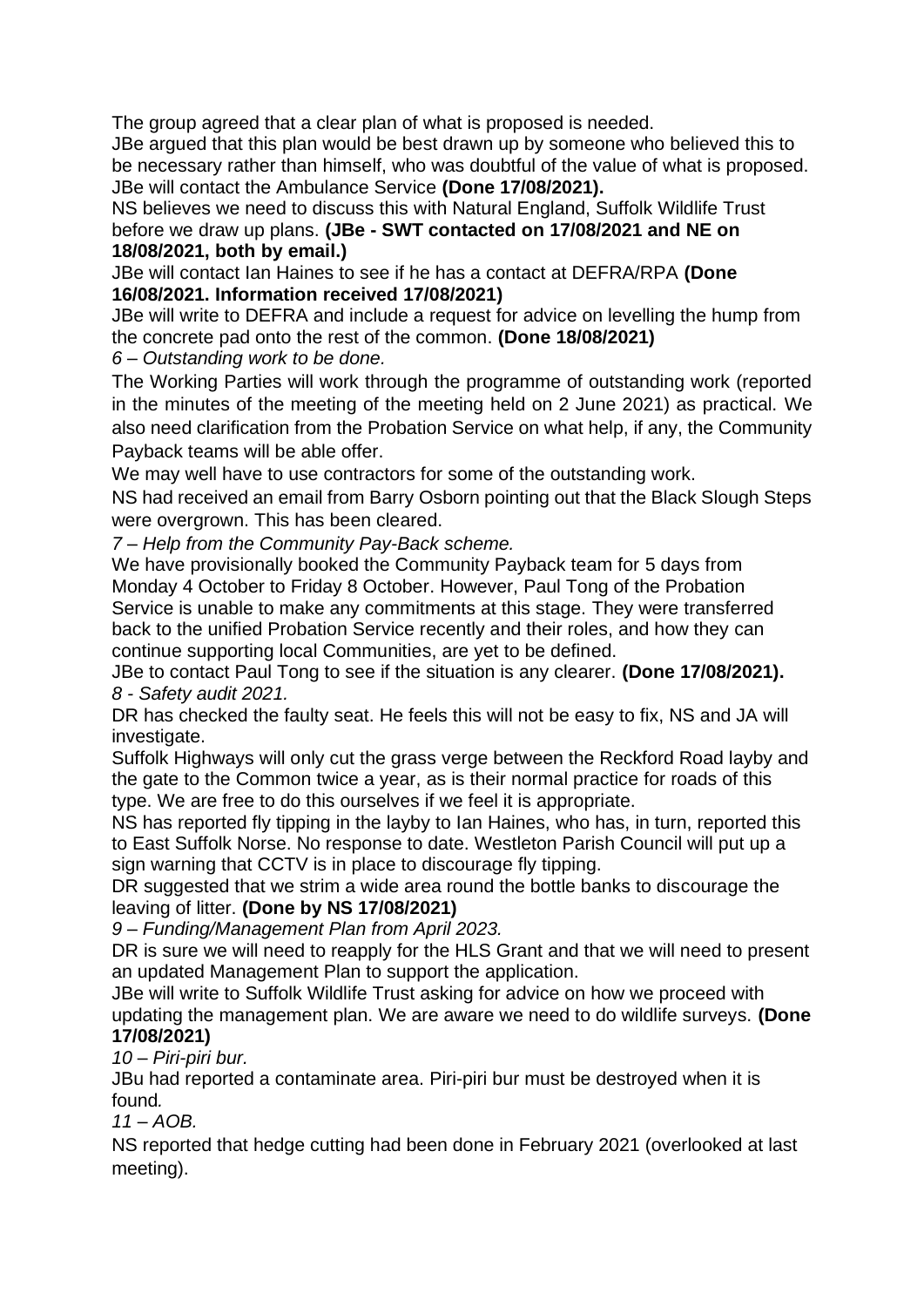The group agreed that a clear plan of what is proposed is needed.
JBe argued that this plan would be best drawn up by someone who believed this to be necessary rather than himself, who was doubtful of the value of what is proposed.
JBe will contact the Ambulance Service **(Done 17/08/2021).**
NS believes we need to discuss this with Natural England, Suffolk Wildlife Trust before we draw up plans. **(JBe - SWT contacted on 17/08/2021 and NE on 18/08/2021, both by email.)**
JBe will contact Ian Haines to see if he has a contact at DEFRA/RPA **(Done 16/08/2021. Information received 17/08/2021)**
JBe will write to DEFRA and include a request for advice on levelling the hump from the concrete pad onto the rest of the common. **(Done 18/08/2021)**

*6 – Outstanding work to be done.*

The Working Parties will work through the programme of outstanding work (reported in the minutes of the meeting of the meeting held on 2 June 2021) as practical. We also need clarification from the Probation Service on what help, if any, the Community Payback teams will be able offer.
We may well have to use contractors for some of the outstanding work.
NS had received an email from Barry Osborn pointing out that the Black Slough Steps were overgrown. This has been cleared.

*7 – Help from the Community Pay-Back scheme.*

We have provisionally booked the Community Payback team for 5 days from Monday 4 October to Friday 8 October. However, Paul Tong of the Probation Service is unable to make any commitments at this stage. They were transferred back to the unified Probation Service recently and their roles, and how they can continue supporting local Communities, are yet to be defined.
JBe to contact Paul Tong to see if the situation is any clearer. **(Done 17/08/2021).**

*8 - Safety audit 2021.*

DR has checked the faulty seat. He feels this will not be easy to fix, NS and JA will investigate.
Suffolk Highways will only cut the grass verge between the Reckford Road layby and the gate to the Common twice a year, as is their normal practice for roads of this type. We are free to do this ourselves if we feel it is appropriate.
NS has reported fly tipping in the layby to Ian Haines, who has, in turn, reported this to East Suffolk Norse. No response to date. Westleton Parish Council will put up a sign warning that CCTV is in place to discourage fly tipping.
DR suggested that we strim a wide area round the bottle banks to discourage the leaving of litter. **(Done by NS 17/08/2021)**

*9 – Funding/Management Plan from April 2023.*

DR is sure we will need to reapply for the HLS Grant and that we will need to present an updated Management Plan to support the application.
JBe will write to Suffolk Wildlife Trust asking for advice on how we proceed with updating the management plan. We are aware we need to do wildlife surveys. **(Done 17/08/2021)**

*10 – Piri-piri bur.*

JBu had reported a contaminate area. Piri-piri bur must be destroyed when it is found*.*

*11 – AOB.*

NS reported that hedge cutting had been done in February 2021 (overlooked at last meeting).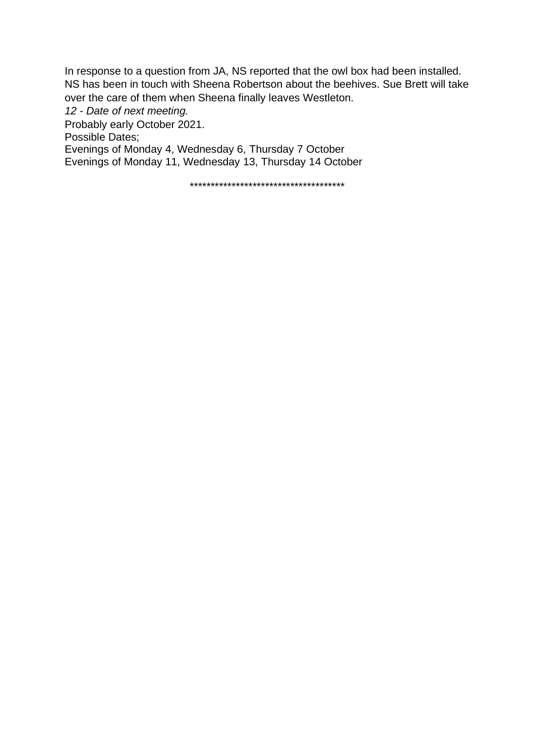In response to a question from JA, NS reported that the owl box had been installed. NS has been in touch with Sheena Robertson about the beehives. Sue Brett will take over the care of them when Sheena finally leaves Westleton.

*12 - Date of next meeting.*

Probably early October 2021.

Possible Dates;

Evenings of Monday 4, Wednesday 6, Thursday 7 October

Evenings of Monday 11, Wednesday 13, Thursday 14 October

*************************************